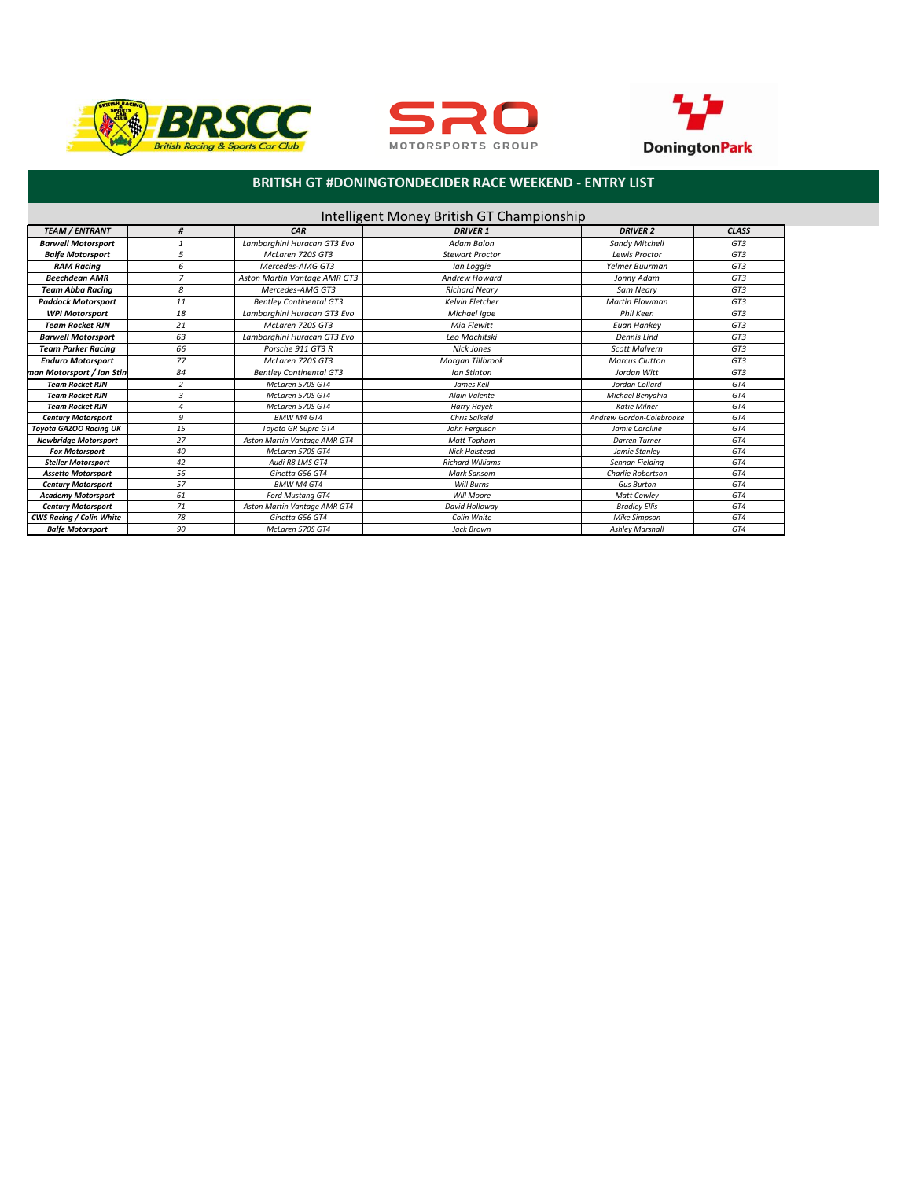# BRITISH GT #DONINGTONDECIDER RACE WEEKEND - ENTRY LIST

## Intelligent Money British GT Championship

| TEAM / ENTRANT | # | CAR | DRIVER 1 | DRIVER 2 | CLASS |
|---|---|---|---|---|---|
| Barwell Motorsport | 1 | Lamborghini Huracan GT3 Evo | Adam Balon | Sandy Mitchell | GT3 |
| Balfe Motorsport | 5 | McLaren 720S GT3 | Stewart Proctor | Lewis Proctor | GT3 |
| RAM Racing | 6 | Mercedes-AMG GT3 | Ian Loggie | Yelmer Buurman | GT3 |
| Beechdean AMR | 7 | Aston Martin Vantage AMR GT3 | Andrew Howard | Jonny Adam | GT3 |
| Team Abba Racing | 8 | Mercedes-AMG GT3 | Richard Neary | Sam Neary | GT3 |
| Paddock Motorsport | 11 | Bentley Continental GT3 | Kelvin Fletcher | Martin Plowman | GT3 |
| WPI Motorsport | 18 | Lamborghini Huracan GT3 Evo | Michael Igoe | Phil Keen | GT3 |
| Team Rocket RJN | 21 | McLaren 720S GT3 | Mia Flewitt | Euan Hankey | GT3 |
| Barwell Motorsport | 63 | Lamborghini Huracan GT3 Evo | Leo Machitski | Dennis Lind | GT3 |
| Team Parker Racing | 66 | Porsche 911 GT3 R | Nick Jones | Scott Malvern | GT3 |
| Enduro Motorsport | 77 | McLaren 720S GT3 | Morgan Tillbrook | Marcus Clutton | GT3 |
| man Motorsport / Ian Stin | 84 | Bentley Continental GT3 | Ian Stinton | Jordan Witt | GT3 |
| Team Rocket RJN | 2 | McLaren 570S GT4 | James Kell | Jordan Collard | GT4 |
| Team Rocket RJN | 3 | McLaren 570S GT4 | Alain Valente | Michael Benyahia | GT4 |
| Team Rocket RJN | 4 | McLaren 570S GT4 | Harry Hayek | Katie Milner | GT4 |
| Century Motorsport | 9 | BMW M4 GT4 | Chris Salkeld | Andrew Gordon-Colebrooke | GT4 |
| Toyota GAZOO Racing UK | 15 | Toyota GR Supra GT4 | John Ferguson | Jamie Caroline | GT4 |
| Newbridge Motorsport | 27 | Aston Martin Vantage AMR GT4 | Matt Topham | Darren Turner | GT4 |
| Fox Motorsport | 40 | McLaren 570S GT4 | Nick Halstead | Jamie Stanley | GT4 |
| Steller Motorsport | 42 | Audi R8 LMS GT4 | Richard Williams | Sennan Fielding | GT4 |
| Assetto Motorsport | 56 | Ginetta G56 GT4 | Mark Sansom | Charlie Robertson | GT4 |
| Century Motorsport | 57 | BMW M4 GT4 | Will Burns | Gus Burton | GT4 |
| Academy Motorsport | 61 | Ford Mustang GT4 | Will Moore | Matt Cowley | GT4 |
| Century Motorsport | 71 | Aston Martin Vantage AMR GT4 | David Holloway | Bradley Ellis | GT4 |
| CWS Racing / Colin White | 78 | Ginetta G56 GT4 | Colin White | Mike Simpson | GT4 |
| Balfe Motorsport | 90 | McLaren 570S GT4 | Jack Brown | Ashley Marshall | GT4 |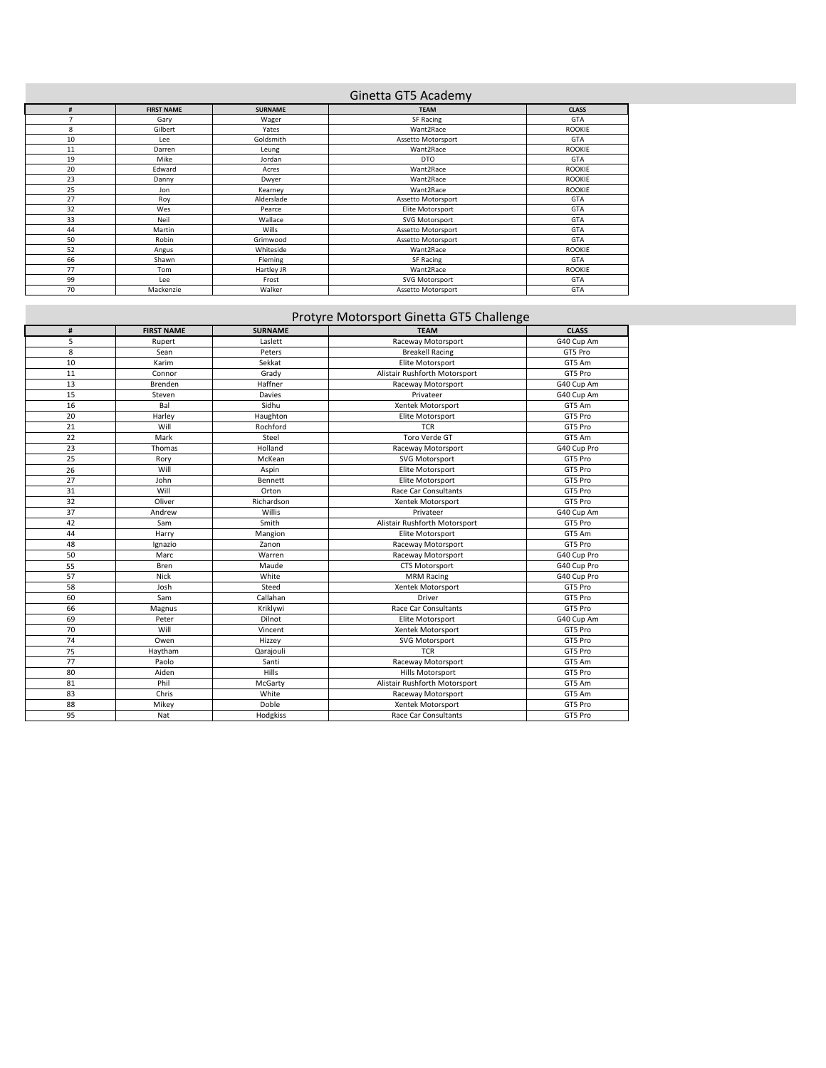## Ginetta GT5 Academy

| # | FIRST NAME | SURNAME | TEAM | CLASS |
|---|---|---|---|---|
| 7 | Gary | Wager | SF Racing | GTA |
| 8 | Gilbert | Yates | Want2Race | ROOKIE |
| 10 | Lee | Goldsmith | Assetto Motorsport | GTA |
| 11 | Darren | Leung | Want2Race | ROOKIE |
| 19 | Mike | Jordan | DTO | GTA |
| 20 | Edward | Acres | Want2Race | ROOKIE |
| 23 | Danny | Dwyer | Want2Race | ROOKIE |
| 25 | Jon | Kearney | Want2Race | ROOKIE |
| 27 | Roy | Alderslade | Assetto Motorsport | GTA |
| 32 | Wes | Pearce | Elite Motorsport | GTA |
| 33 | Neil | Wallace | SVG Motorsport | GTA |
| 44 | Martin | Wills | Assetto Motorsport | GTA |
| 50 | Robin | Grimwood | Assetto Motorsport | GTA |
| 52 | Angus | Whiteside | Want2Race | ROOKIE |
| 66 | Shawn | Fleming | SF Racing | GTA |
| 77 | Tom | Hartley JR | Want2Race | ROOKIE |
| 99 | Lee | Frost | SVG Motorsport | GTA |
| 70 | Mackenzie | Walker | Assetto Motorsport | GTA |

## Protyre Motorsport Ginetta GT5 Challenge

| # | FIRST NAME | SURNAME | TEAM | CLASS |
|---|---|---|---|---|
| 5 | Rupert | Laslett | Raceway Motorsport | G40 Cup Am |
| 8 | Sean | Peters | Breakell Racing | GT5 Pro |
| 10 | Karim | Sekkat | Elite Motorsport | GT5 Am |
| 11 | Connor | Grady | Alistair Rushforth Motorsport | GT5 Pro |
| 13 | Brenden | Haffner | Raceway Motorsport | G40 Cup Am |
| 15 | Steven | Davies | Privateer | G40 Cup Am |
| 16 | Bal | Sidhu | Xentek Motorsport | GT5 Am |
| 20 | Harley | Haughton | Elite Motorsport | GT5 Pro |
| 21 | Will | Rochford | TCR | GT5 Pro |
| 22 | Mark | Steel | Toro Verde GT | GT5 Am |
| 23 | Thomas | Holland | Raceway Motorsport | G40 Cup Pro |
| 25 | Rory | McKean | SVG Motorsport | GT5 Pro |
| 26 | Will | Aspin | Elite Motorsport | GT5 Pro |
| 27 | John | Bennett | Elite Motorsport | GT5 Pro |
| 31 | Will | Orton | Race Car Consultants | GT5 Pro |
| 32 | Oliver | Richardson | Xentek Motorsport | GT5 Pro |
| 37 | Andrew | Willis | Privateer | G40 Cup Am |
| 42 | Sam | Smith | Alistair Rushforth Motorsport | GT5 Pro |
| 44 | Harry | Mangion | Elite Motorsport | GT5 Am |
| 48 | Ignazio | Zanon | Raceway Motorsport | GT5 Pro |
| 50 | Marc | Warren | Raceway Motorsport | G40 Cup Pro |
| 55 | Bren | Maude | CTS Motorsport | G40 Cup Pro |
| 57 | Nick | White | MRM Racing | G40 Cup Pro |
| 58 | Josh | Steed | Xentek Motorsport | GT5 Pro |
| 60 | Sam | Callahan | Driver | GT5 Pro |
| 66 | Magnus | Kriklywi | Race Car Consultants | GT5 Pro |
| 69 | Peter | Dilnot | Elite Motorsport | G40 Cup Am |
| 70 | Will | Vincent | Xentek Motorsport | GT5 Pro |
| 74 | Owen | Hizzey | SVG Motorsport | GT5 Pro |
| 75 | Haytham | Qarajouli | TCR | GT5 Pro |
| 77 | Paolo | Santi | Raceway Motorsport | GT5 Am |
| 80 | Aiden | Hills | Hills Motorsport | GT5 Pro |
| 81 | Phil | McGarty | Alistair Rushforth Motorsport | GT5 Am |
| 83 | Chris | White | Raceway Motorsport | GT5 Am |
| 88 | Mikey | Doble | Xentek Motorsport | GT5 Pro |
| 95 | Nat | Hodgkiss | Race Car Consultants | GT5 Pro |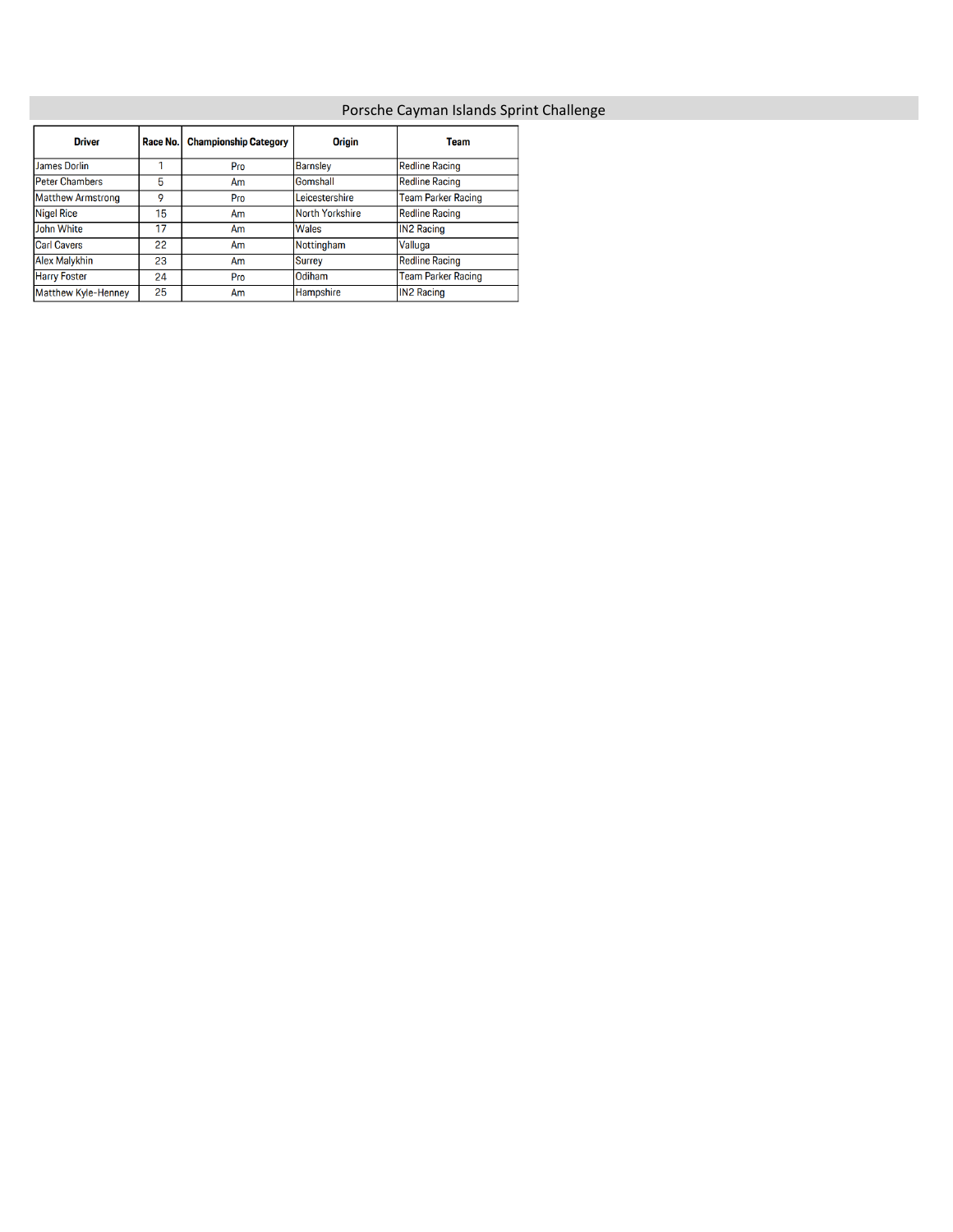# Porsche Cayman Islands Sprint Challenge

| Driver | Race No. | Championship Category | Origin | Team |
|---|---|---|---|---|
| James Dorlin | 1 | Pro | Barnsley | Redline Racing |
| Peter Chambers | 5 | Am | Gomshall | Redline Racing |
| Matthew Armstrong | 9 | Pro | Leicestershire | Team Parker Racing |
| Nigel Rice | 15 | Am | North Yorkshire | Redline Racing |
| John White | 17 | Am | Wales | IN2 Racing |
| Carl Cavers | 22 | Am | Nottingham | Valluga |
| Alex Malykhin | 23 | Am | Surrey | Redline Racing |
| Harry Foster | 24 | Pro | Odiham | Team Parker Racing |
| Matthew Kyle-Henney | 25 | Am | Hampshire | IN2 Racing |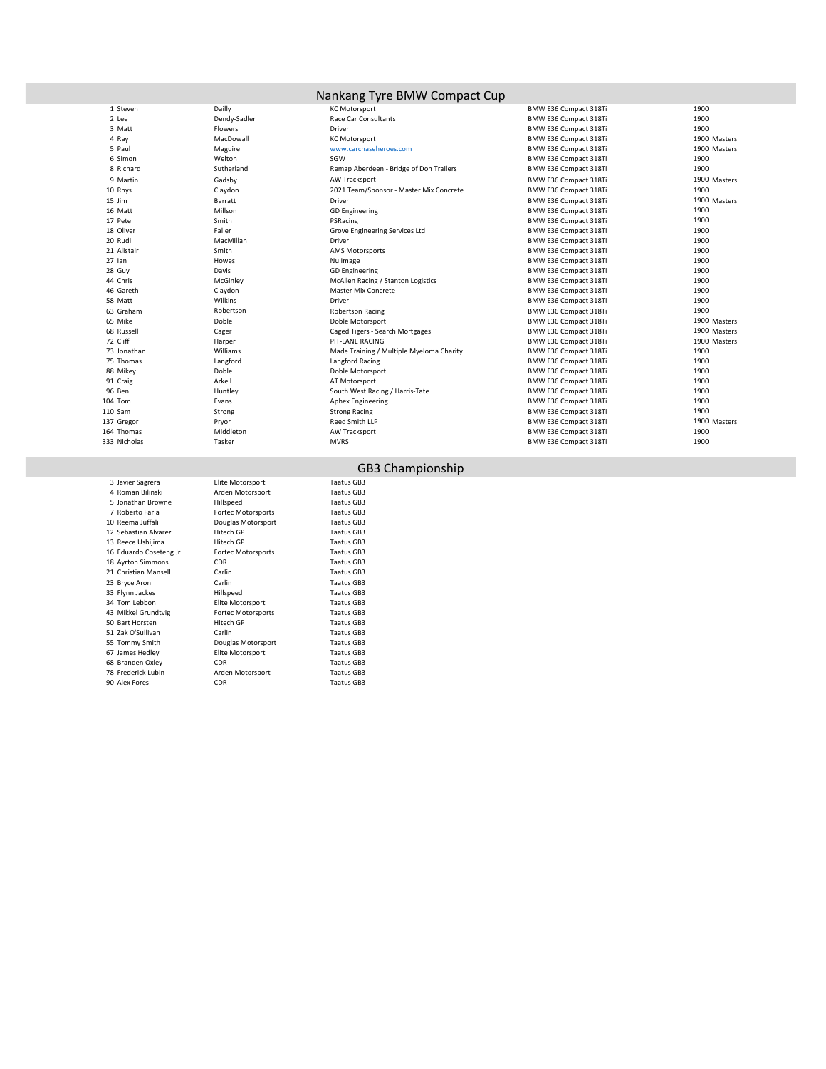## Nankang Tyre BMW Compact Cup

| | | | | | | |
|---|---|---|---|---|---|---|
| 1 | Steven | Dailly | KC Motorsport | BMW E36 Compact 318Ti | 1900 | |
| 2 | Lee | Dendy-Sadler | Race Car Consultants | BMW E36 Compact 318Ti | 1900 | |
| 3 | Matt | Flowers | Driver | BMW E36 Compact 318Ti | 1900 | |
| 4 | Ray | MacDowall | KC Motorsport | BMW E36 Compact 318Ti | 1900 | Masters |
| 5 | Paul | Maguire | www.carchaseheroes.com | BMW E36 Compact 318Ti | 1900 | Masters |
| 6 | Simon | Welton | SGW | BMW E36 Compact 318Ti | 1900 | |
| 8 | Richard | Sutherland | Remap Aberdeen - Bridge of Don Trailers | BMW E36 Compact 318Ti | 1900 | |
| 9 | Martin | Gadsby | AW Tracksport | BMW E36 Compact 318Ti | 1900 | Masters |
| 10 | Rhys | Claydon | 2021 Team/Sponsor - Master Mix Concrete | BMW E36 Compact 318Ti | 1900 | |
| 15 | Jim | Barratt | Driver | BMW E36 Compact 318Ti | 1900 | Masters |
| 16 | Matt | Millson | GD Engineering | BMW E36 Compact 318Ti | 1900 | |
| 17 | Pete | Smith | PSRacing | BMW E36 Compact 318Ti | 1900 | |
| 18 | Oliver | Faller | Grove Engineering Services Ltd | BMW E36 Compact 318Ti | 1900 | |
| 20 | Rudi | MacMillan | Driver | BMW E36 Compact 318Ti | 1900 | |
| 21 | Alistair | Smith | AMS Motorsports | BMW E36 Compact 318Ti | 1900 | |
| 27 | Ian | Howes | Nu Image | BMW E36 Compact 318Ti | 1900 | |
| 28 | Guy | Davis | GD Engineering | BMW E36 Compact 318Ti | 1900 | |
| 44 | Chris | McGinley | McAllen Racing / Stanton Logistics | BMW E36 Compact 318Ti | 1900 | |
| 46 | Gareth | Claydon | Master Mix Concrete | BMW E36 Compact 318Ti | 1900 | |
| 58 | Matt | Wilkins | Driver | BMW E36 Compact 318Ti | 1900 | |
| 63 | Graham | Robertson | Robertson Racing | BMW E36 Compact 318Ti | 1900 | |
| 65 | Mike | Doble | Doble Motorsport | BMW E36 Compact 318Ti | 1900 | Masters |
| 68 | Russell | Cager | Caged Tigers - Search Mortgages | BMW E36 Compact 318Ti | 1900 | Masters |
| 72 | Cliff | Harper | PIT-LANE RACING | BMW E36 Compact 318Ti | 1900 | Masters |
| 73 | Jonathan | Williams | Made Training / Multiple Myeloma Charity | BMW E36 Compact 318Ti | 1900 | |
| 75 | Thomas | Langford | Langford Racing | BMW E36 Compact 318Ti | 1900 | |
| 88 | Mikey | Doble | Doble Motorsport | BMW E36 Compact 318Ti | 1900 | |
| 91 | Craig | Arkell | AT Motorsport | BMW E36 Compact 318Ti | 1900 | |
| 96 | Ben | Huntley | South West Racing / Harris-Tate | BMW E36 Compact 318Ti | 1900 | |
| 104 | Tom | Evans | Aphex Engineering | BMW E36 Compact 318Ti | 1900 | |
| 110 | Sam | Strong | Strong Racing | BMW E36 Compact 318Ti | 1900 | |
| 137 | Gregor | Pryor | Reed Smith LLP | BMW E36 Compact 318Ti | 1900 | Masters |
| 164 | Thomas | Middleton | AW Tracksport | BMW E36 Compact 318Ti | 1900 | |
| 333 | Nicholas | Tasker | MVRS | BMW E36 Compact 318Ti | 1900 | |

## GB3 Championship

| | | | |
|---|---|---|---|
| 3 | Javier Sagrera | Elite Motorsport | Taatus GB3 |
| 4 | Roman Bilinski | Arden Motorsport | Taatus GB3 |
| 5 | Jonathan Browne | Hillspeed | Taatus GB3 |
| 7 | Roberto Faria | Fortec Motorsports | Taatus GB3 |
| 10 | Reema Juffali | Douglas Motorsport | Taatus GB3 |
| 12 | Sebastian Alvarez | Hitech GP | Taatus GB3 |
| 13 | Reece Ushijima | Hitech GP | Taatus GB3 |
| 16 | Eduardo Coseteng Jr | Fortec Motorsports | Taatus GB3 |
| 18 | Ayrton Simmons | CDR | Taatus GB3 |
| 21 | Christian Mansell | Carlin | Taatus GB3 |
| 23 | Bryce Aron | Carlin | Taatus GB3 |
| 33 | Flynn Jackes | Hillspeed | Taatus GB3 |
| 34 | Tom Lebbon | Elite Motorsport | Taatus GB3 |
| 43 | Mikkel Grundtvig | Fortec Motorsports | Taatus GB3 |
| 50 | Bart Horsten | Hitech GP | Taatus GB3 |
| 51 | Zak O'Sullivan | Carlin | Taatus GB3 |
| 55 | Tommy Smith | Douglas Motorsport | Taatus GB3 |
| 67 | James Hedley | Elite Motorsport | Taatus GB3 |
| 68 | Branden Oxley | CDR | Taatus GB3 |
| 78 | Frederick Lubin | Arden Motorsport | Taatus GB3 |
| 90 | Alex Fores | CDR | Taatus GB3 |